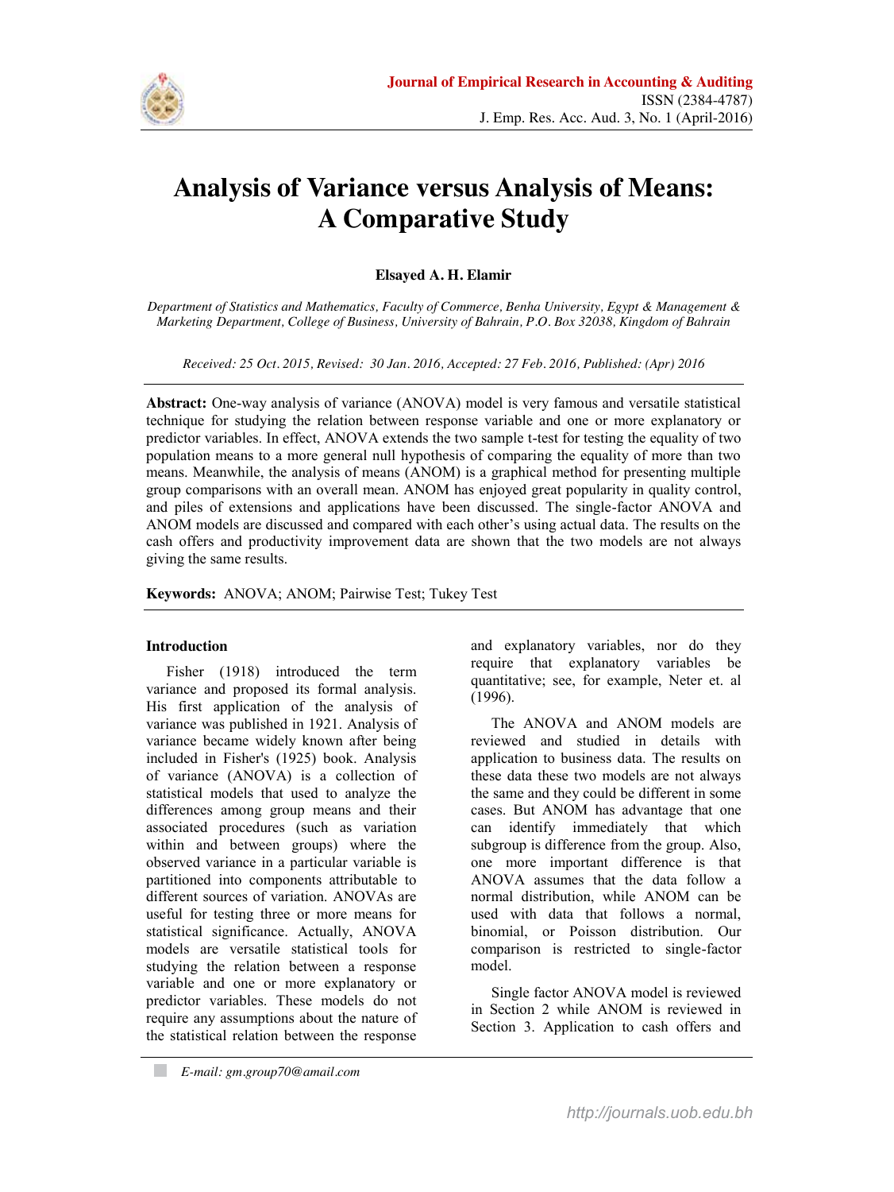# Analysis of Variance versus Analysis of Means: A Comparative Study

**Elsayed A. H. Elamir**

*Department of Statistics and Mathematics, Faculty of Commerce, Benha University, Egypt & Management & Marketing Department, College of Business, University of Bahrain, P.O. Box 32038, Kingdom of Bahrain*

*Received: 25 Oct. 2015, Revised: 30 Jan. 2016, Accepted: 27 Feb. 2016, Published: (Apr) 2016*

**Abstract:** One-way analysis of variance (ANOVA) model is very famous and versatile statistical technique for studying the relation between response variable and one or more explanatory or predictor variables. In effect, ANOVA extends the two sample t-test for testing the equality of two population means to a more general null hypothesis of comparing the equality of more than two means. Meanwhile, the analysis of means (ANOM) is a graphical method for presenting multiple group comparisons with an overall mean. ANOM has enjoyed great popularity in quality control, and piles of extensions and applications have been discussed. The single-factor ANOVA and ANOM models are discussed and compared with each other's using actual data. The results on the cash offers and productivity improvement data are shown that the two models are not always giving the same results.

**Keywords:** ANOVA; ANOM; Pairwise Test; Tukey Test

## Introduction

Fisher (1918) introduced the term variance and proposed its formal analysis. His first application of the analysis of variance was published in 1921. Analysis of variance became widely known after being included in Fisher's (1925) book. Analysis of variance (ANOVA) is a collection of statistical models that used to analyze the differences among group means and their associated procedures (such as variation within and between groups) where the observed variance in a particular variable is partitioned into components attributable to different sources of variation. ANOVAs are useful for testing three or more means for statistical significance. Actually, ANOVA models are versatile statistical tools for studying the relation between a response variable and one or more explanatory or predictor variables. These models do not require any assumptions about the nature of the statistical relation between the response and explanatory variables, nor do they require that explanatory variables be quantitative; see, for example, Neter et. al (1996).

The ANOVA and ANOM models are reviewed and studied in details with application to business data. The results on these data these two models are not always the same and they could be different in some cases. But ANOM has advantage that one can identify immediately that which subgroup is difference from the group. Also, one more important difference is that ANOVA assumes that the data follow a normal distribution, while ANOM can be used with data that follows a normal, binomial, or Poisson distribution. Our comparison is restricted to single-factor model.

Single factor ANOVA model is reviewed in Section 2 while ANOM is reviewed in Section 3. Application to cash offers and

*E-mail: gm.group70@amail.com*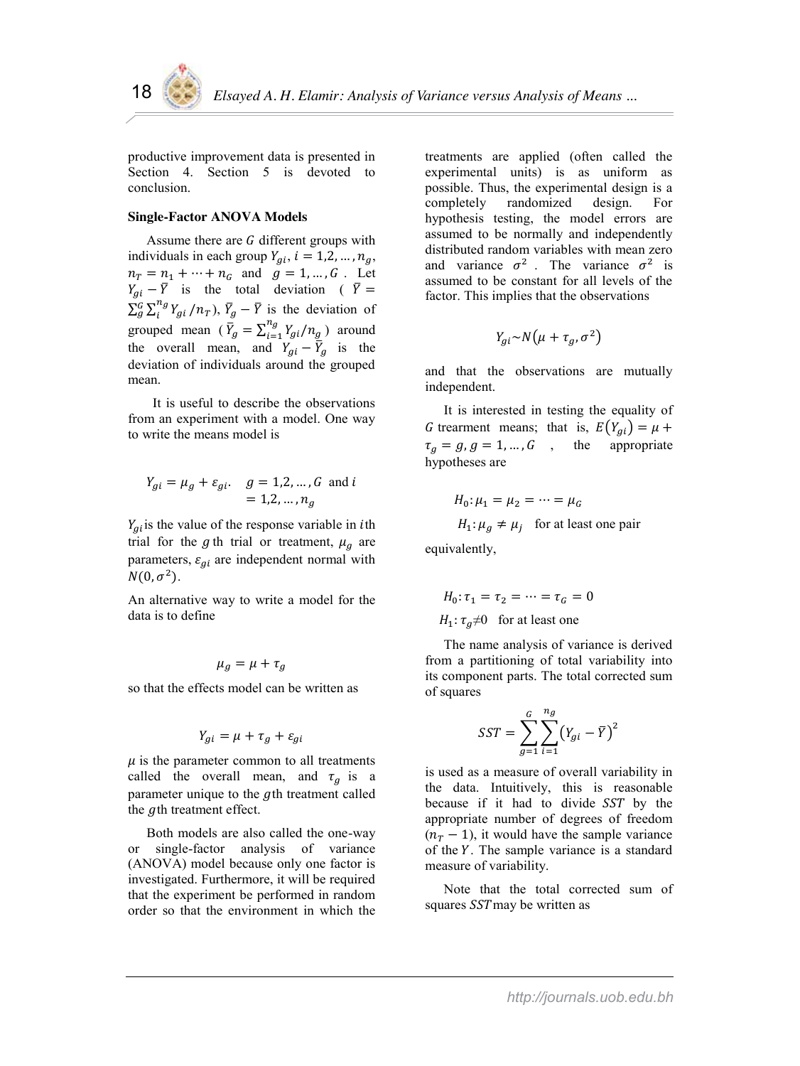productive improvement data is presented in Section 4. Section 5 is devoted to conclusion.

**Single-Factor ANOVA Models**

Assume there are $G$ different groups with individuals in each group $Y_{gi}$, $i = 1,2,\ldots,n_g$, $n_T = n_1 + \cdots + n_G$ and $g = 1,\ldots,G$. Let $Y_{gi} - \bar{Y}$ is the total deviation ( $\bar{Y} = \sum_g^G \sum_i^{n_g} Y_{gi}/n_T$), $\bar{Y}_g - \bar{Y}$ is the deviation of grouped mean ( $\bar{Y}_g = \sum_{i=1}^{n_g} Y_{gi}/n_g$ ) around the overall mean, and $Y_{gi} - \bar{Y}_g$ is the deviation of individuals around the grouped mean.

It is useful to describe the observations from an experiment with a model. One way to write the means model is

$$Y_{gi} = \mu_g + \varepsilon_{gi}. \quad g = 1,2,\ldots,G \text{ and } i = 1,2,\ldots,n_g$$

$Y_{gi}$ is the value of the response variable in $i$th trial for the $g$th trial or treatment, $\mu_g$ are parameters, $\varepsilon_{gi}$ are independent normal with $N(0,\sigma^2)$.

An alternative way to write a model for the data is to define

$$\mu_g = \mu + \tau_g$$

so that the effects model can be written as

$$Y_{gi} = \mu + \tau_g + \varepsilon_{gi}$$

$\mu$ is the parameter common to all treatments called the overall mean, and $\tau_g$ is a parameter unique to the $g$th treatment called the $g$th treatment effect.

Both models are also called the one-way or single-factor analysis of variance (ANOVA) model because only one factor is investigated. Furthermore, it will be required that the experiment be performed in random order so that the environment in which the treatments are applied (often called the experimental units) is as uniform as possible. Thus, the experimental design is a completely randomized design. For hypothesis testing, the model errors are assumed to be normally and independently distributed random variables with mean zero and variance $\sigma^2$. The variance $\sigma^2$ is assumed to be constant for all levels of the factor. This implies that the observations

$$Y_{gi} \sim N(\mu + \tau_g, \sigma^2)$$

and that the observations are mutually independent.

It is interested in testing the equality of $G$ trearment means; that is, $E(Y_{gi}) = \mu + \tau_g = g, g = 1,\ldots,G$ , the appropriate hypotheses are

$$H_0: \mu_1 = \mu_2 = \cdots = \mu_G$$

$$H_1: \mu_g \neq \mu_j \quad \text{for at least one pair}$$

equivalently,

$$H_0: \tau_1 = \tau_2 = \cdots = \tau_G = 0$$

$$H_1: \tau_g \neq 0 \quad \text{for at least one}$$

The name analysis of variance is derived from a partitioning of total variability into its component parts. The total corrected sum of squares

$$SST = \sum_{g=1}^{G} \sum_{i=1}^{n_g} \left(Y_{gi} - \bar{Y}\right)^2$$

is used as a measure of overall variability in the data. Intuitively, this is reasonable because if it had to divide $SST$ by the appropriate number of degrees of freedom $(n_T - 1)$, it would have the sample variance of the $Y$. The sample variance is a standard measure of variability.

Note that the total corrected sum of squares $SST$ may be written as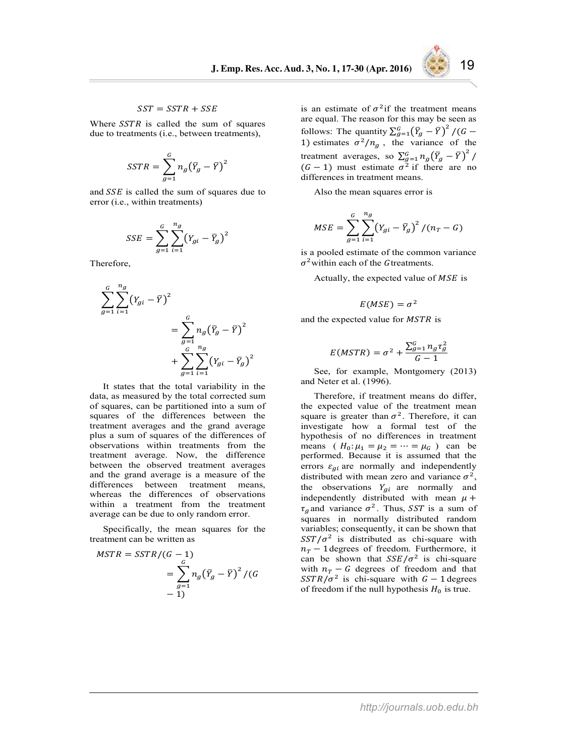$$SST = SSTR + SSE$$

Where $SSTR$ is called the sum of squares due to treatments (i.e., between treatments),

$$SSTR = \sum_{g=1}^{G} n_g \left(\bar{Y}_g - \bar{Y}\right)^2$$

and $SSE$ is called the sum of squares due to error (i.e., within treatments)

$$SSE = \sum_{g=1}^{G} \sum_{i=1}^{n_g} \left(Y_{gi} - \bar{Y}_g\right)^2$$

Therefore,

$$\sum_{g=1}^{G} \sum_{i=1}^{n_g} \left(Y_{gi} - \bar{Y}\right)^2 = \sum_{g=1}^{G} n_g \left(\bar{Y}_g - \bar{Y}\right)^2 + \sum_{g=1}^{G} \sum_{i=1}^{n_g} \left(Y_{gi} - \bar{Y}_g\right)^2$$

It states that the total variability in the data, as measured by the total corrected sum of squares, can be partitioned into a sum of squares of the differences between the treatment averages and the grand average plus a sum of squares of the differences of observations within treatments from the treatment average. Now, the difference between the observed treatment averages and the grand average is a measure of the differences between treatment means, whereas the differences of observations within a treatment from the treatment average can be due to only random error.

Specifically, the mean squares for the treatment can be written as

$$MSTR = SSTR/(G-1) = \sum_{g=1}^{G} n_g \left(\bar{Y}_g - \bar{Y}\right)^2 / (G-1)$$

is an estimate of $\sigma^2$ if the treatment means are equal. The reason for this may be seen as follows: The quantity $\sum_{g=1}^{G} \left(\bar{Y}_g - \bar{Y}\right)^2 / (G-1)$ estimates $\sigma^2/n_g$, the variance of the treatment averages, so $\sum_{g=1}^{G} n_g \left(\bar{Y}_g - \bar{Y}\right)^2 / (G-1)$ must estimate $\sigma^2$ if there are no differences in treatment means.

Also the mean squares error is

$$MSE = \sum_{g=1}^{G} \sum_{i=1}^{n_g} \left(Y_{gi} - \bar{Y}_g\right)^2 / (n_T - G)$$

is a pooled estimate of the common variance $\sigma^2$ within each of the $G$ treatments.

Actually, the expected value of $MSE$ is

$$E(MSE) = \sigma^2$$

and the expected value for $MSTR$ is

$$E(MSTR) = \sigma^2 + \frac{\sum_{g=1}^{G} n_g \tau_g^2}{G-1}$$

See, for example, Montgomery (2013) and Neter et al. (1996).

Therefore, if treatment means do differ, the expected value of the treatment mean square is greater than $\sigma^2$. Therefore, it can investigate how a formal test of the hypothesis of no differences in treatment means ( $H_0: \mu_1 = \mu_2 = \cdots = \mu_G$ ) can be performed. Because it is assumed that the errors $\varepsilon_{gi}$ are normally and independently distributed with mean zero and variance $\sigma^2$, the observations $Y_{gi}$ are normally and independently distributed with mean $\mu + \tau_g$ and variance $\sigma^2$. Thus, $SST$ is a sum of squares in normally distributed random variables; consequently, it can be shown that $SST/\sigma^2$ is distributed as chi-square with $n_T - 1$ degrees of freedom. Furthermore, it can be shown that $SSE/\sigma^2$ is chi-square with $n_T - G$ degrees of freedom and that $SSTR/\sigma^2$ is chi-square with $G - 1$ degrees of freedom if the null hypothesis $H_0$ is true.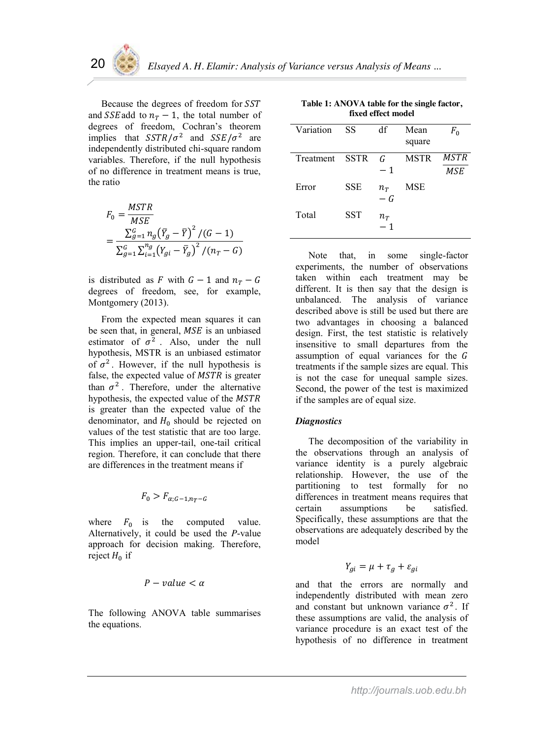Because the degrees of freedom for $SST$ and $SSE$ add to $n_T - 1$, the total number of degrees of freedom, Cochran's theorem implies that $SSTR/\sigma^2$ and $SSE/\sigma^2$ are independently distributed chi-square random variables. Therefore, if the null hypothesis of no difference in treatment means is true, the ratio

$$F_0 = \frac{MSTR}{MSE} = \frac{\sum_{g=1}^{G} n_g \left(\bar{Y}_g - \bar{Y}\right)^2 / (G-1)}{\sum_{g=1}^{G} \sum_{i=1}^{n_g} \left(Y_{gi} - \bar{Y}_g\right)^2 / (n_T - G)}$$

is distributed as $F$ with $G-1$ and $n_T - G$ degrees of freedom, see, for example, Montgomery (2013).

From the expected mean squares it can be seen that, in general, $MSE$ is an unbiased estimator of $\sigma^2$. Also, under the null hypothesis, MSTR is an unbiased estimator of $\sigma^2$. However, if the null hypothesis is false, the expected value of $MSTR$ is greater than $\sigma^2$. Therefore, under the alternative hypothesis, the expected value of the $MSTR$ is greater than the expected value of the denominator, and $H_0$ should be rejected on values of the test statistic that are too large. This implies an upper-tail, one-tail critical region. Therefore, it can conclude that there are differences in the treatment means if

$$F_0 > F_{\alpha;G-1,n_T-G}$$

where $F_0$ is the computed value. Alternatively, it could be used the $P$-value approach for decision making. Therefore, reject $H_0$ if

$$P - value < \alpha$$

The following ANOVA table summarises the equations.

**Table 1: ANOVA table for the single factor, fixed effect model**

| Variation | SS | df | Mean square | $F_0$ |
|---|---|---|---|---|
| Treatment | SSTR | $G - 1$ | MSTR | $\frac{MSTR}{MSE}$ |
| Error | SSE | $n_T - G$ | MSE | |
| Total | SST | $n_T - 1$ | | |

Note that, in some single-factor experiments, the number of observations taken within each treatment may be different. It is then say that the design is unbalanced. The analysis of variance described above is still be used but there are two advantages in choosing a balanced design. First, the test statistic is relatively insensitive to small departures from the assumption of equal variances for the $G$ treatments if the sample sizes are equal. This is not the case for unequal sample sizes. Second, the power of the test is maximized if the samples are of equal size.

***Diagnostics***

The decomposition of the variability in the observations through an analysis of variance identity is a purely algebraic relationship. However, the use of the partitioning to test formally for no differences in treatment means requires that certain assumptions be satisfied. Specifically, these assumptions are that the observations are adequately described by the model

$$Y_{gi} = \mu + \tau_g + \varepsilon_{gi}$$

and that the errors are normally and independently distributed with mean zero and constant but unknown variance $\sigma^2$. If these assumptions are valid, the analysis of variance procedure is an exact test of the hypothesis of no difference in treatment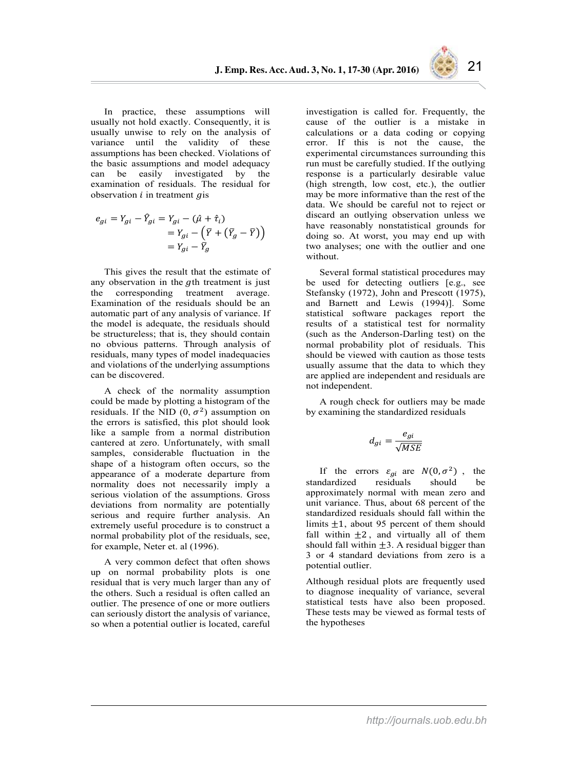In practice, these assumptions will usually not hold exactly. Consequently, it is usually unwise to rely on the analysis of variance until the validity of these assumptions has been checked. Violations of the basic assumptions and model adequacy can be easily investigated by the examination of residuals. The residual for observation $i$ in treatment $g$is

$$
\begin{aligned}
e_{gi} = Y_{gi} - \hat{Y}_{gi} = Y_{gi} - (\hat{\mu} + \hat{\tau}_i) \\
= Y_{gi} - \left(\bar{Y} + \left(\bar{Y}_g - \bar{Y}\right)\right) \\
= Y_{gi} - \bar{Y}_g
\end{aligned}
$$

This gives the result that the estimate of any observation in the $g$th treatment is just the corresponding treatment average. Examination of the residuals should be an automatic part of any analysis of variance. If the model is adequate, the residuals should be structureless; that is, they should contain no obvious patterns. Through analysis of residuals, many types of model inadequacies and violations of the underlying assumptions can be discovered.

A check of the normality assumption could be made by plotting a histogram of the residuals. If the NID $(0, \sigma^2)$ assumption on the errors is satisfied, this plot should look like a sample from a normal distribution cantered at zero. Unfortunately, with small samples, considerable fluctuation in the shape of a histogram often occurs, so the appearance of a moderate departure from normality does not necessarily imply a serious violation of the assumptions. Gross deviations from normality are potentially serious and require further analysis. An extremely useful procedure is to construct a normal probability plot of the residuals, see, for example, Neter et. al (1996).

A very common defect that often shows up on normal probability plots is one residual that is very much larger than any of the others. Such a residual is often called an outlier. The presence of one or more outliers can seriously distort the analysis of variance, so when a potential outlier is located, careful investigation is called for. Frequently, the cause of the outlier is a mistake in calculations or a data coding or copying error. If this is not the cause, the experimental circumstances surrounding this run must be carefully studied. If the outlying response is a particularly desirable value (high strength, low cost, etc.), the outlier may be more informative than the rest of the data. We should be careful not to reject or discard an outlying observation unless we have reasonably nonstatistical grounds for doing so. At worst, you may end up with two analyses; one with the outlier and one without.

Several formal statistical procedures may be used for detecting outliers [e.g., see Stefansky (1972), John and Prescott (1975), and Barnett and Lewis (1994)]. Some statistical software packages report the results of a statistical test for normality (such as the Anderson-Darling test) on the normal probability plot of residuals. This should be viewed with caution as those tests usually assume that the data to which they are applied are independent and residuals are not independent.

A rough check for outliers may be made by examining the standardized residuals

$$
d_{gi} = \frac{e_{gi}}{\sqrt{MSE}}
$$

If the errors $\varepsilon_{gi}$ are $N(0, \sigma^2)$, the standardized residuals should be approximately normal with mean zero and unit variance. Thus, about 68 percent of the standardized residuals should fall within the limits $\pm 1$, about 95 percent of them should fall within $\pm 2$, and virtually all of them should fall within $\pm 3$. A residual bigger than 3 or 4 standard deviations from zero is a potential outlier.

Although residual plots are frequently used to diagnose inequality of variance, several statistical tests have also been proposed. These tests may be viewed as formal tests of the hypotheses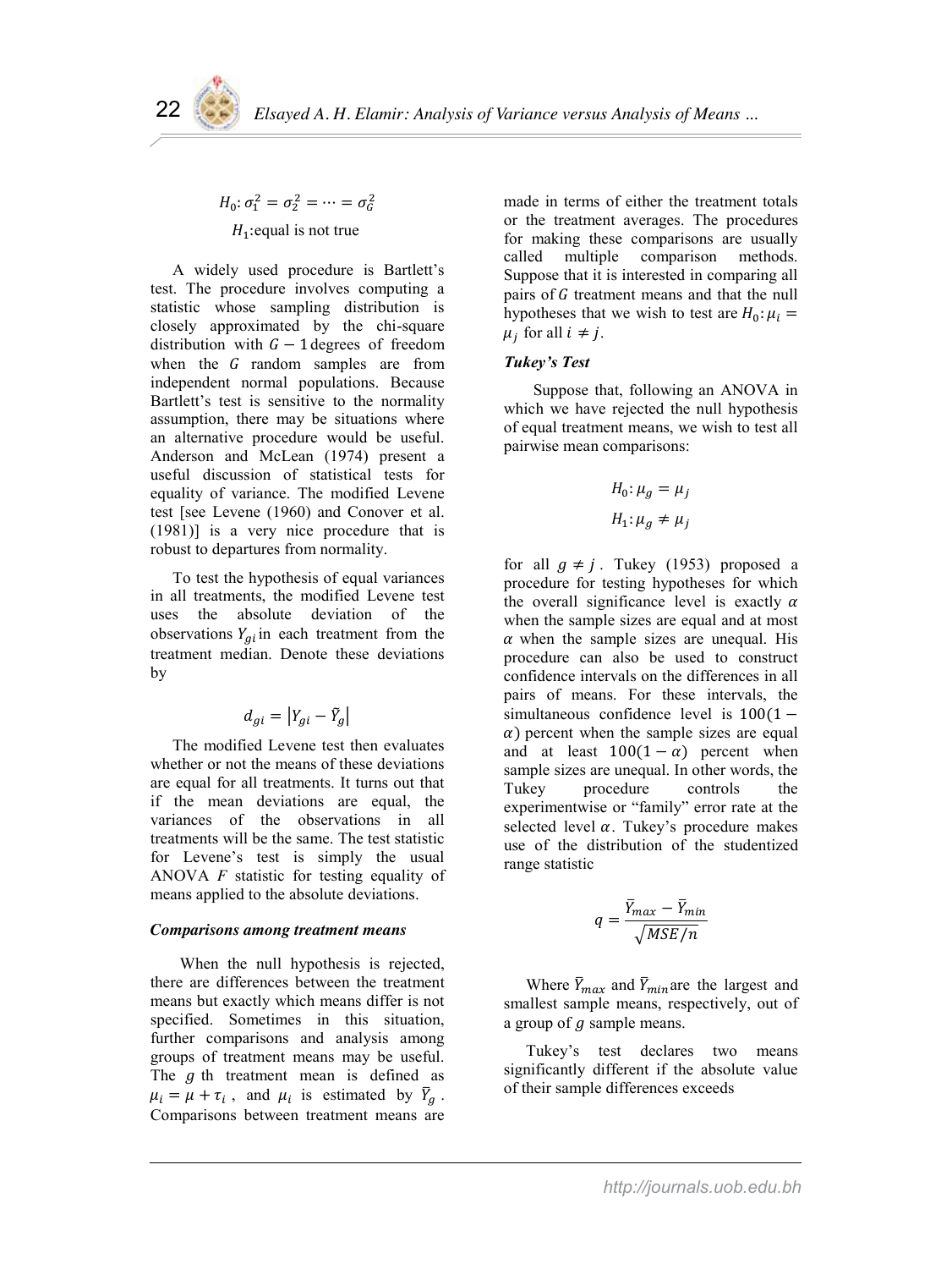$$H_0: \sigma_1^2 = \sigma_2^2 = \cdots = \sigma_G^2$$

$$H_1: \text{equal is not true}$$

A widely used procedure is Bartlett's test. The procedure involves computing a statistic whose sampling distribution is closely approximated by the chi-square distribution with $G-1$ degrees of freedom when the $G$ random samples are from independent normal populations. Because Bartlett's test is sensitive to the normality assumption, there may be situations where an alternative procedure would be useful. Anderson and McLean (1974) present a useful discussion of statistical tests for equality of variance. The modified Levene test [see Levene (1960) and Conover et al. (1981)] is a very nice procedure that is robust to departures from normality.

To test the hypothesis of equal variances in all treatments, the modified Levene test uses the absolute deviation of the observations $Y_{gi}$ in each treatment from the treatment median. Denote these deviations by

$$d_{gi} = \left|Y_{gi} - \tilde{Y}_g\right|$$

The modified Levene test then evaluates whether or not the means of these deviations are equal for all treatments. It turns out that if the mean deviations are equal, the variances of the observations in all treatments will be the same. The test statistic for Levene's test is simply the usual ANOVA *F* statistic for testing equality of means applied to the absolute deviations.

***Comparisons among treatment means***

When the null hypothesis is rejected, there are differences between the treatment means but exactly which means differ is not specified. Sometimes in this situation, further comparisons and analysis among groups of treatment means may be useful. The $g$ th treatment mean is defined as $\mu_i = \mu + \tau_i$, and $\mu_i$ is estimated by $\bar{Y}_g$. Comparisons between treatment means are made in terms of either the treatment totals or the treatment averages. The procedures for making these comparisons are usually called multiple comparison methods. Suppose that it is interested in comparing all pairs of $G$ treatment means and that the null hypotheses that we wish to test are $H_0: \mu_i = \mu_j$ for all $i \neq j$.

***Tukey's Test***

Suppose that, following an ANOVA in which we have rejected the null hypothesis of equal treatment means, we wish to test all pairwise mean comparisons:

$$H_0: \mu_g = \mu_j$$

$$H_1: \mu_g \neq \mu_j$$

for all $g \neq j$. Tukey (1953) proposed a procedure for testing hypotheses for which the overall significance level is exactly $\alpha$ when the sample sizes are equal and at most $\alpha$ when the sample sizes are unequal. His procedure can also be used to construct confidence intervals on the differences in all pairs of means. For these intervals, the simultaneous confidence level is $100(1-\alpha)$ percent when the sample sizes are equal and at least $100(1-\alpha)$ percent when sample sizes are unequal. In other words, the Tukey procedure controls the experimentwise or "family" error rate at the selected level $\alpha$. Tukey's procedure makes use of the distribution of the studentized range statistic

$$q = \frac{\bar{Y}_{max} - \bar{Y}_{min}}{\sqrt{MSE/n}}$$

Where $\bar{Y}_{max}$ and $\bar{Y}_{min}$ are the largest and smallest sample means, respectively, out of a group of $g$ sample means.

Tukey's test declares two means significantly different if the absolute value of their sample differences exceeds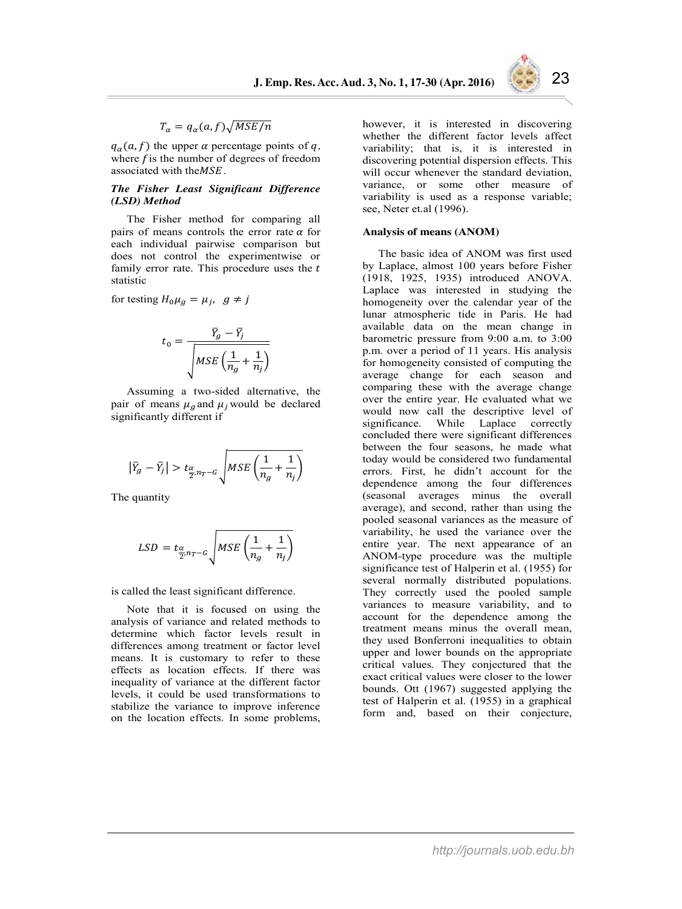$$T_\alpha = q_\alpha(a, f)\sqrt{MSE/n}$$

$q_\alpha(a, f)$ the upper $\alpha$ percentage points of $q$, where $f$ is the number of degrees of freedom associated with the$MSE$.

### *The Fisher Least Significant Difference (LSD) Method*

The Fisher method for comparing all pairs of means controls the error rate $\alpha$ for each individual pairwise comparison but does not control the experimentwise or family error rate. This procedure uses the $t$ statistic

for testing $H_0 \mu_g = \mu_j, \;\; g \neq j$

$$t_0 = \frac{\bar{Y}_g - \bar{Y}_j}{\sqrt{MSE\left(\frac{1}{n_g} + \frac{1}{n_j}\right)}}$$

Assuming a two-sided alternative, the pair of means $\mu_g$ and $\mu_j$ would be declared significantly different if

$$\left|\bar{Y}_g - \bar{Y}_j\right| > t_{\frac{\alpha}{2}, n_T - G}\sqrt{MSE\left(\frac{1}{n_g} + \frac{1}{n_j}\right)}$$

The quantity

$$LSD = t_{\frac{\alpha}{2}, n_T - G}\sqrt{MSE\left(\frac{1}{n_g} + \frac{1}{n_j}\right)}$$

is called the least significant difference.

Note that it is focused on using the analysis of variance and related methods to determine which factor levels result in differences among treatment or factor level means. It is customary to refer to these effects as location effects. If there was inequality of variance at the different factor levels, it could be used transformations to stabilize the variance to improve inference on the location effects. In some problems, however, it is interested in discovering whether the different factor levels affect variability; that is, it is interested in discovering potential dispersion effects. This will occur whenever the standard deviation, variance, or some other measure of variability is used as a response variable; see, Neter et.al (1996).

### **Analysis of means (ANOM)**

The basic idea of ANOM was first used by Laplace, almost 100 years before Fisher (1918, 1925, 1935) introduced ANOVA. Laplace was interested in studying the homogeneity over the calendar year of the lunar atmospheric tide in Paris. He had available data on the mean change in barometric pressure from 9:00 a.m. to 3:00 p.m. over a period of 11 years. His analysis for homogeneity consisted of computing the average change for each season and comparing these with the average change over the entire year. He evaluated what we would now call the descriptive level of significance. While Laplace correctly concluded there were significant differences between the four seasons, he made what today would be considered two fundamental errors. First, he didn't account for the dependence among the four differences (seasonal averages minus the overall average), and second, rather than using the pooled seasonal variances as the measure of variability, he used the variance over the entire year. The next appearance of an ANOM-type procedure was the multiple significance test of Halperin et al. (1955) for several normally distributed populations. They correctly used the pooled sample variances to measure variability, and to account for the dependence among the treatment means minus the overall mean, they used Bonferroni inequalities to obtain upper and lower bounds on the appropriate critical values. They conjectured that the exact critical values were closer to the lower bounds. Ott (1967) suggested applying the test of Halperin et al. (1955) in a graphical form and, based on their conjecture,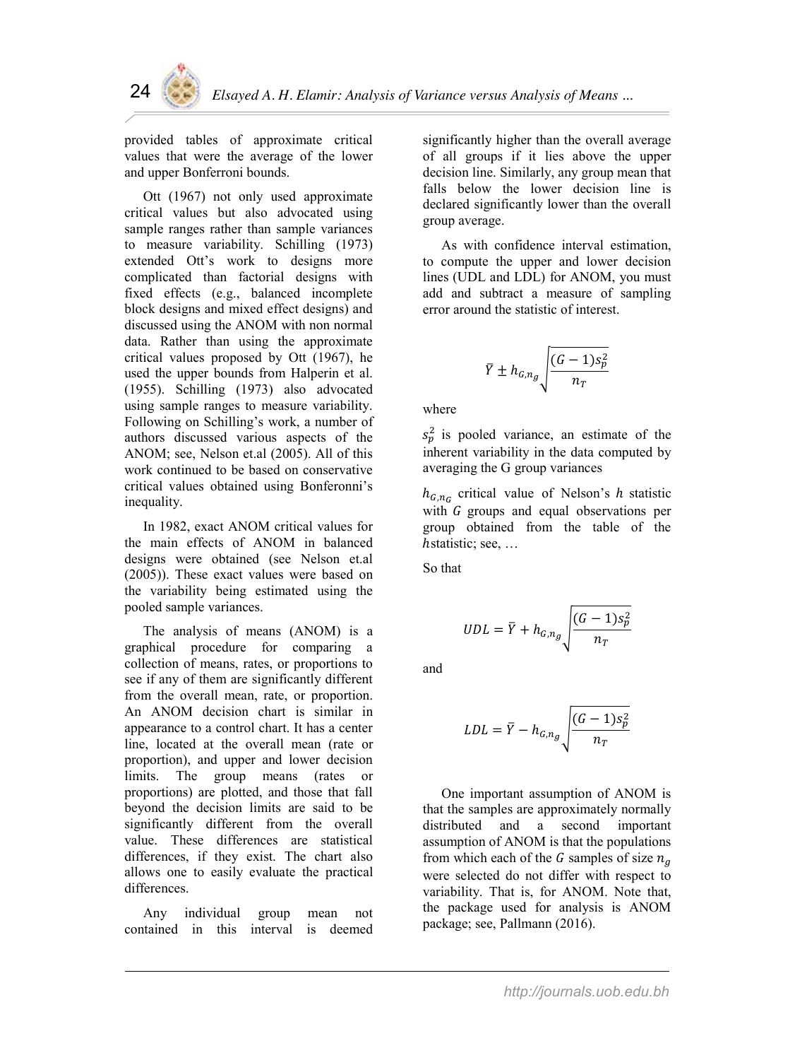provided tables of approximate critical values that were the average of the lower and upper Bonferroni bounds.

Ott (1967) not only used approximate critical values but also advocated using sample ranges rather than sample variances to measure variability. Schilling (1973) extended Ott's work to designs more complicated than factorial designs with fixed effects (e.g., balanced incomplete block designs and mixed effect designs) and discussed using the ANOM with non normal data. Rather than using the approximate critical values proposed by Ott (1967), he used the upper bounds from Halperin et al. (1955). Schilling (1973) also advocated using sample ranges to measure variability. Following on Schilling's work, a number of authors discussed various aspects of the ANOM; see, Nelson et.al (2005). All of this work continued to be based on conservative critical values obtained using Bonferonni's inequality.

In 1982, exact ANOM critical values for the main effects of ANOM in balanced designs were obtained (see Nelson et.al (2005)). These exact values were based on the variability being estimated using the pooled sample variances.

The analysis of means (ANOM) is a graphical procedure for comparing a collection of means, rates, or proportions to see if any of them are significantly different from the overall mean, rate, or proportion. An ANOM decision chart is similar in appearance to a control chart. It has a center line, located at the overall mean (rate or proportion), and upper and lower decision limits. The group means (rates or proportions) are plotted, and those that fall beyond the decision limits are said to be significantly different from the overall value. These differences are statistical differences, if they exist. The chart also allows one to easily evaluate the practical differences.

Any individual group mean not contained in this interval is deemed significantly higher than the overall average of all groups if it lies above the upper decision line. Similarly, any group mean that falls below the lower decision line is declared significantly lower than the overall group average.

As with confidence interval estimation, to compute the upper and lower decision lines (UDL and LDL) for ANOM, you must add and subtract a measure of sampling error around the statistic of interest.

$$\bar{Y} \pm h_{G,n_g}\sqrt{\frac{(G-1)s_p^2}{n_T}}$$

where

$s_p^2$ is pooled variance, an estimate of the inherent variability in the data computed by averaging the G group variances

$h_{G,n_G}$ critical value of Nelson's $h$ statistic with $G$ groups and equal observations per group obtained from the table of the $h$statistic; see, …

So that

$$UDL = \bar{Y} + h_{G,n_g}\sqrt{\frac{(G-1)s_p^2}{n_T}}$$

and

$$LDL = \bar{Y} - h_{G,n_g}\sqrt{\frac{(G-1)s_p^2}{n_T}}$$

One important assumption of ANOM is that the samples are approximately normally distributed and a second important assumption of ANOM is that the populations from which each of the $G$ samples of size $n_g$ were selected do not differ with respect to variability. That is, for ANOM. Note that, the package used for analysis is ANOM package; see, Pallmann (2016).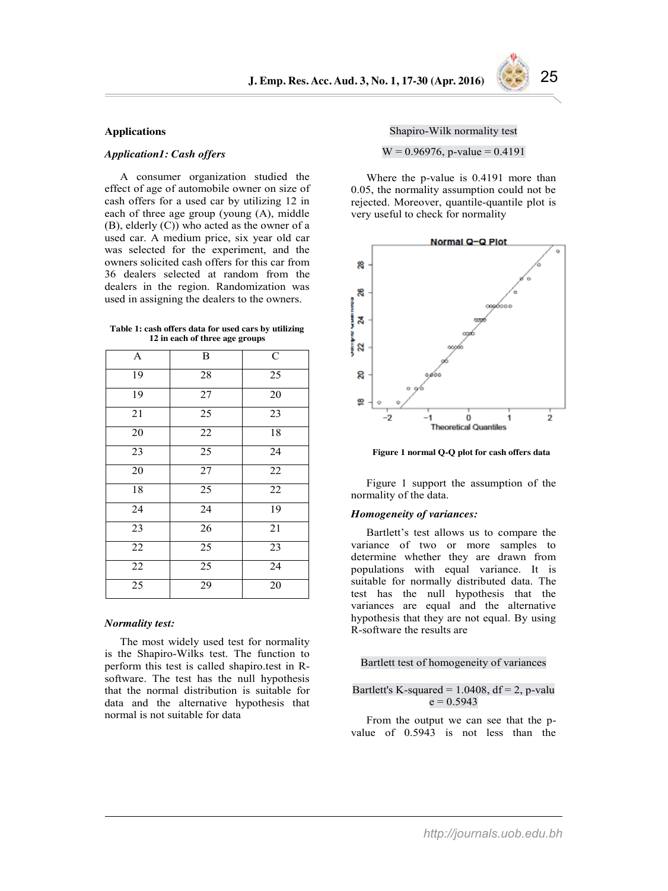**Applications**

***Application1: Cash offers***

A consumer organization studied the effect of age of automobile owner on size of cash offers for a used car by utilizing 12 in each of three age group (young (A), middle (B), elderly (C)) who acted as the owner of a used car. A medium price, six year old car was selected for the experiment, and the owners solicited cash offers for this car from 36 dealers selected at random from the dealers in the region. Randomization was used in assigning the dealers to the owners.

**Table 1: cash offers data for used cars by utilizing 12 in each of three age groups**

| A | B | C |
|---|---|---|
| 19 | 28 | 25 |
| 19 | 27 | 20 |
| 21 | 25 | 23 |
| 20 | 22 | 18 |
| 23 | 25 | 24 |
| 20 | 27 | 22 |
| 18 | 25 | 22 |
| 24 | 24 | 19 |
| 23 | 26 | 21 |
| 22 | 25 | 23 |
| 22 | 25 | 24 |
| 25 | 29 | 20 |

***Normality test:***

The most widely used test for normality is the Shapiro-Wilks test. The function to perform this test is called shapiro.test in R-software. The test has the null hypothesis that the normal distribution is suitable for data and the alternative hypothesis that normal is not suitable for data

```
Shapiro-Wilk normality test

W = 0.96976, p-value = 0.4191
```

Where the p-value is 0.4191 more than 0.05, the normality assumption could not be rejected. Moreover, quantile-quantile plot is very useful to check for normality

**Figure 1 normal Q-Q plot for cash offers data**

Figure 1 support the assumption of the normality of the data.

***Homogeneity of variances:***

Bartlett's test allows us to compare the variance of two or more samples to determine whether they are drawn from populations with equal variance. It is suitable for normally distributed data. The test has the null hypothesis that the variances are equal and the alternative hypothesis that they are not equal. By using R-software the results are

```
Bartlett test of homogeneity of variances

Bartlett's K-squared = 1.0408, df = 2, p-value = 0.5943
```

From the output we can see that the p-value of 0.5943 is not less than the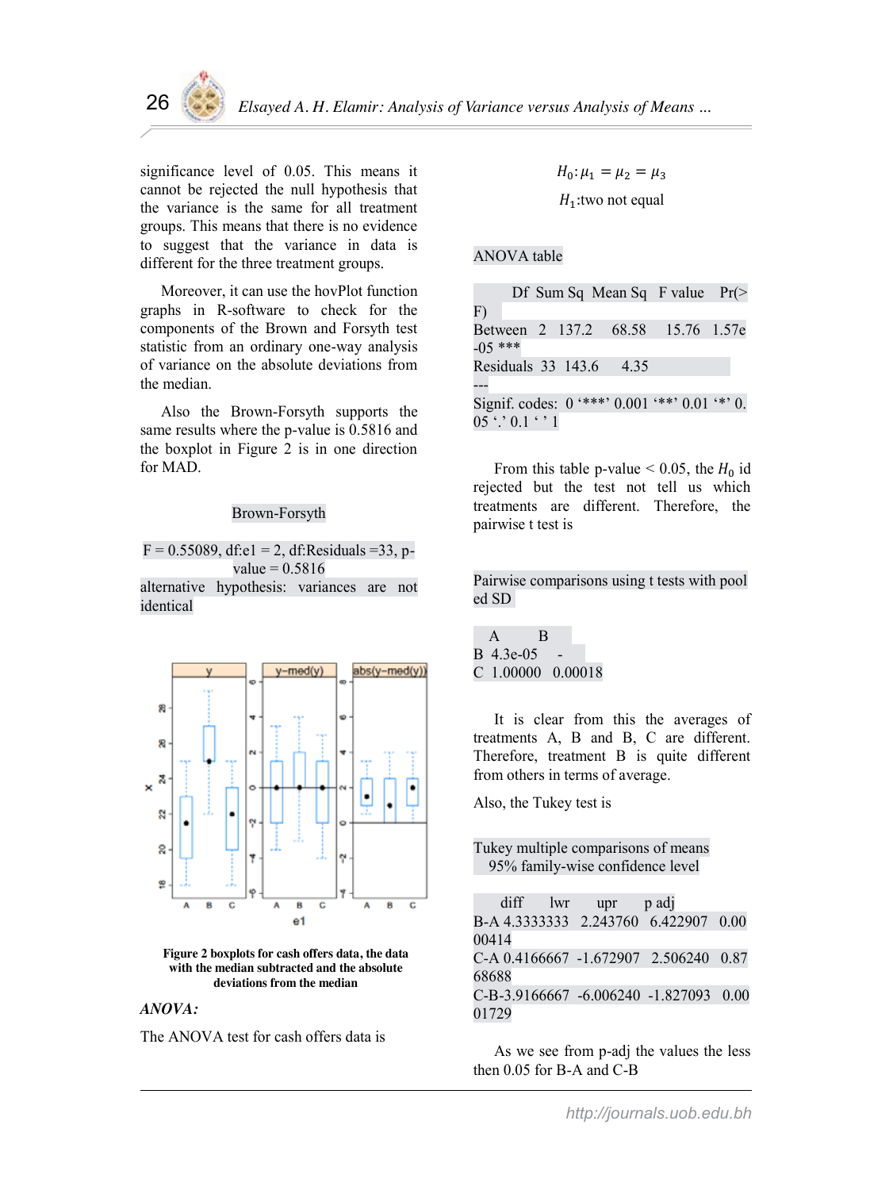significance level of 0.05. This means it cannot be rejected the null hypothesis that the variance is the same for all treatment groups. This means that there is no evidence to suggest that the variance in data is different for the three treatment groups.

Moreover, it can use the hovPlot function graphs in R-software to check for the components of the Brown and Forsyth test statistic from an ordinary one-way analysis of variance on the absolute deviations from the median.

Also the Brown-Forsyth supports the same results where the p-value is 0.5816 and the boxplot in Figure 2 is in one direction for MAD.

```
Brown-Forsyth

F = 0.55089, df:e1 = 2, df:Residuals =33, p-value = 0.5816
alternative hypothesis: variances are not identical
```

**Figure 2 boxplots for cash offers data, the data with the median subtracted and the absolute deviations from the median**

***ANOVA:***

The ANOVA test for cash offers data is

$$H_0: \mu_1 = \mu_2 = \mu_3$$

$$H_1: \text{two not equal}$$

```
ANOVA table

          Df  Sum Sq  Mean Sq  F value   Pr(>F)
Between    2  137.2    68.58    15.76    1.57e-05 ***
Residuals 33  143.6     4.35
---
Signif. codes:  0 '***' 0.001 '**' 0.01 '*' 0.05 '.' 0.1 ' ' 1
```

From this table p-value < 0.05, the $H_0$ id rejected but the test not tell us which treatments are different. Therefore, the pairwise t test is

```
Pairwise comparisons using t tests with pooled SD

   A        B
B  4.3e-05  -
C  1.00000  0.00018
```

It is clear from this the averages of treatments A, B and B, C are different. Therefore, treatment B is quite different from others in terms of average.

Also, the Tukey test is

```
Tukey multiple comparisons of means
  95% family-wise confidence level

      diff        lwr        upr        p adj
B-A  4.3333333   2.243760   6.422907   0.0000414
C-A  0.4166667  -1.672907   2.506240   0.8768688
C-B -3.9166667  -6.006240  -1.827093   0.0001729
```

As we see from p-adj the values the less then 0.05 for B-A and C-B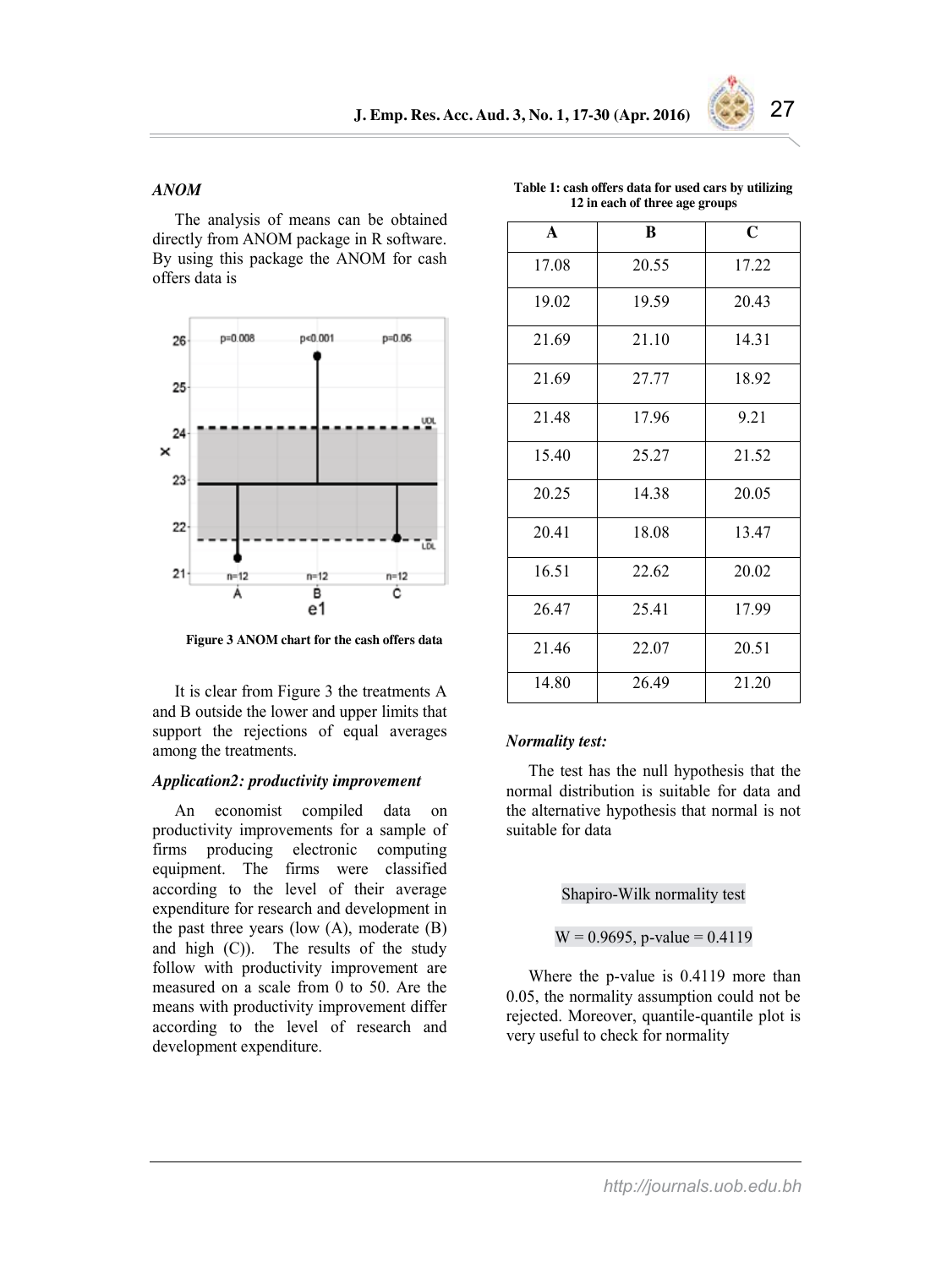*ANOM*

The analysis of means can be obtained directly from ANOM package in R software. By using this package the ANOM for cash offers data is

**Figure 3 ANOM chart for the cash offers data**

It is clear from Figure 3 the treatments A and B outside the lower and upper limits that support the rejections of equal averages among the treatments.

*Application2: productivity improvement*

An economist compiled data on productivity improvements for a sample of firms producing electronic computing equipment. The firms were classified according to the level of their average expenditure for research and development in the past three years (low (A), moderate (B) and high (C)). The results of the study follow with productivity improvement are measured on a scale from 0 to 50. Are the means with productivity improvement differ according to the level of research and development expenditure.

**Table 1: cash offers data for used cars by utilizing 12 in each of three age groups**

| A | B | C |
|---|---|---|
| 17.08 | 20.55 | 17.22 |
| 19.02 | 19.59 | 20.43 |
| 21.69 | 21.10 | 14.31 |
| 21.69 | 27.77 | 18.92 |
| 21.48 | 17.96 | 9.21 |
| 15.40 | 25.27 | 21.52 |
| 20.25 | 14.38 | 20.05 |
| 20.41 | 18.08 | 13.47 |
| 16.51 | 22.62 | 20.02 |
| 26.47 | 25.41 | 17.99 |
| 21.46 | 22.07 | 20.51 |
| 14.80 | 26.49 | 21.20 |

*Normality test:*

The test has the null hypothesis that the normal distribution is suitable for data and the alternative hypothesis that normal is not suitable for data

Shapiro-Wilk normality test

W = 0.9695, p-value = 0.4119

Where the p-value is 0.4119 more than 0.05, the normality assumption could not be rejected. Moreover, quantile-quantile plot is very useful to check for normality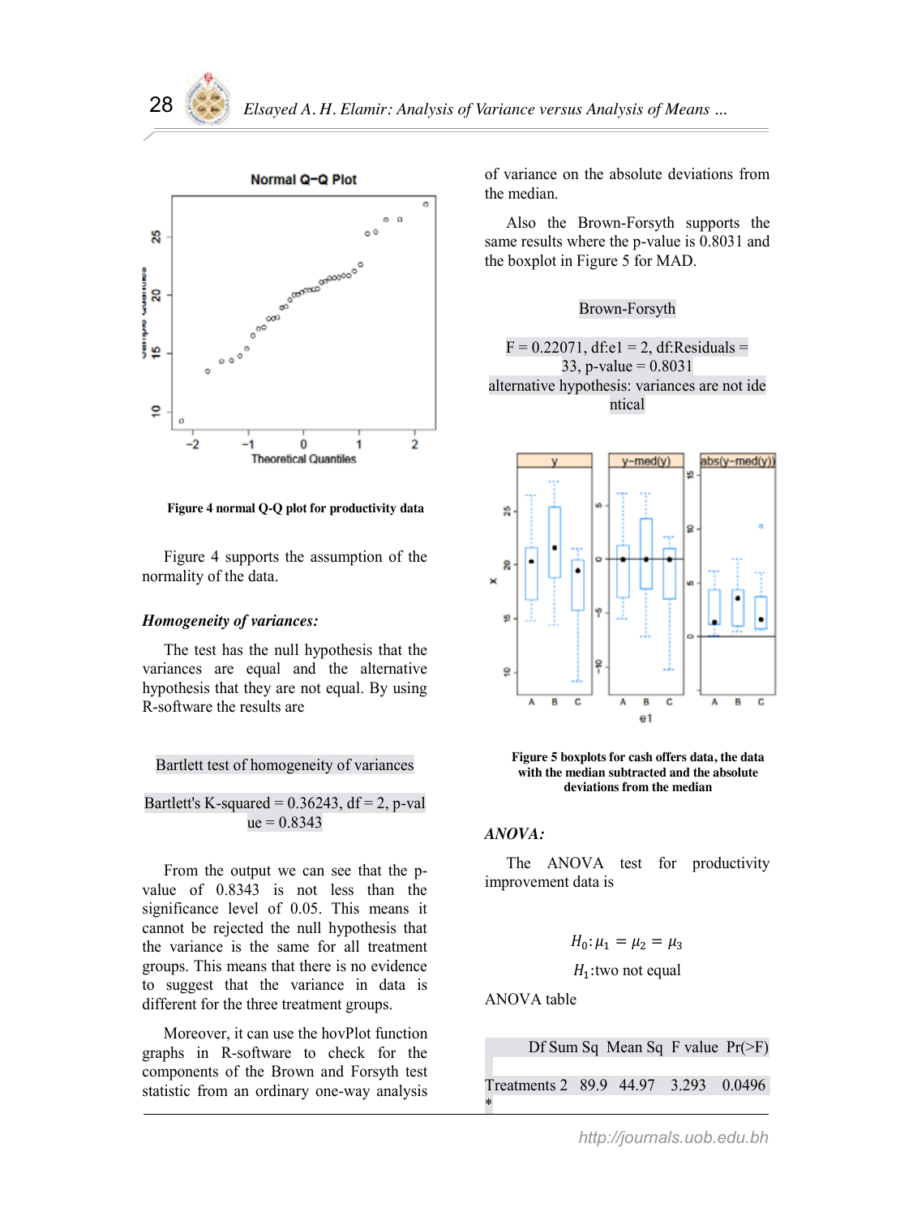Figure 4 normal Q-Q plot for productivity data

Figure 4 supports the assumption of the normality of the data.

***Homogeneity of variances:***

The test has the null hypothesis that the variances are equal and the alternative hypothesis that they are not equal. By using R-software the results are

```
Bartlett test of homogeneity of variances

Bartlett's K-squared = 0.36243, df = 2, p-val
ue = 0.8343
```

From the output we can see that the p-value of 0.8343 is not less than the significance level of 0.05. This means it cannot be rejected the null hypothesis that the variance is the same for all treatment groups. This means that there is no evidence to suggest that the variance in data is different for the three treatment groups.

Moreover, it can use the hovPlot function graphs in R-software to check for the components of the Brown and Forsyth test statistic from an ordinary one-way analysis of variance on the absolute deviations from the median.

Also the Brown-Forsyth supports the same results where the p-value is 0.8031 and the boxplot in Figure 5 for MAD.

```
Brown-Forsyth

F = 0.22071, df:e1 = 2, df:Residuals =
33, p-value = 0.8031
alternative hypothesis: variances are not ide
ntical
```

**Figure 5 boxplots for cash offers data, the data with the median subtracted and the absolute deviations from the median**

***ANOVA:***

The ANOVA test for productivity improvement data is

$$H_0: \mu_1 = \mu_2 = \mu_3$$

$$H_1\text{:two not equal}$$

ANOVA table

```
             Df Sum Sq  Mean Sq  F value  Pr(>F)
Treatments 2   89.9    44.97     3.293    0.0496
*
```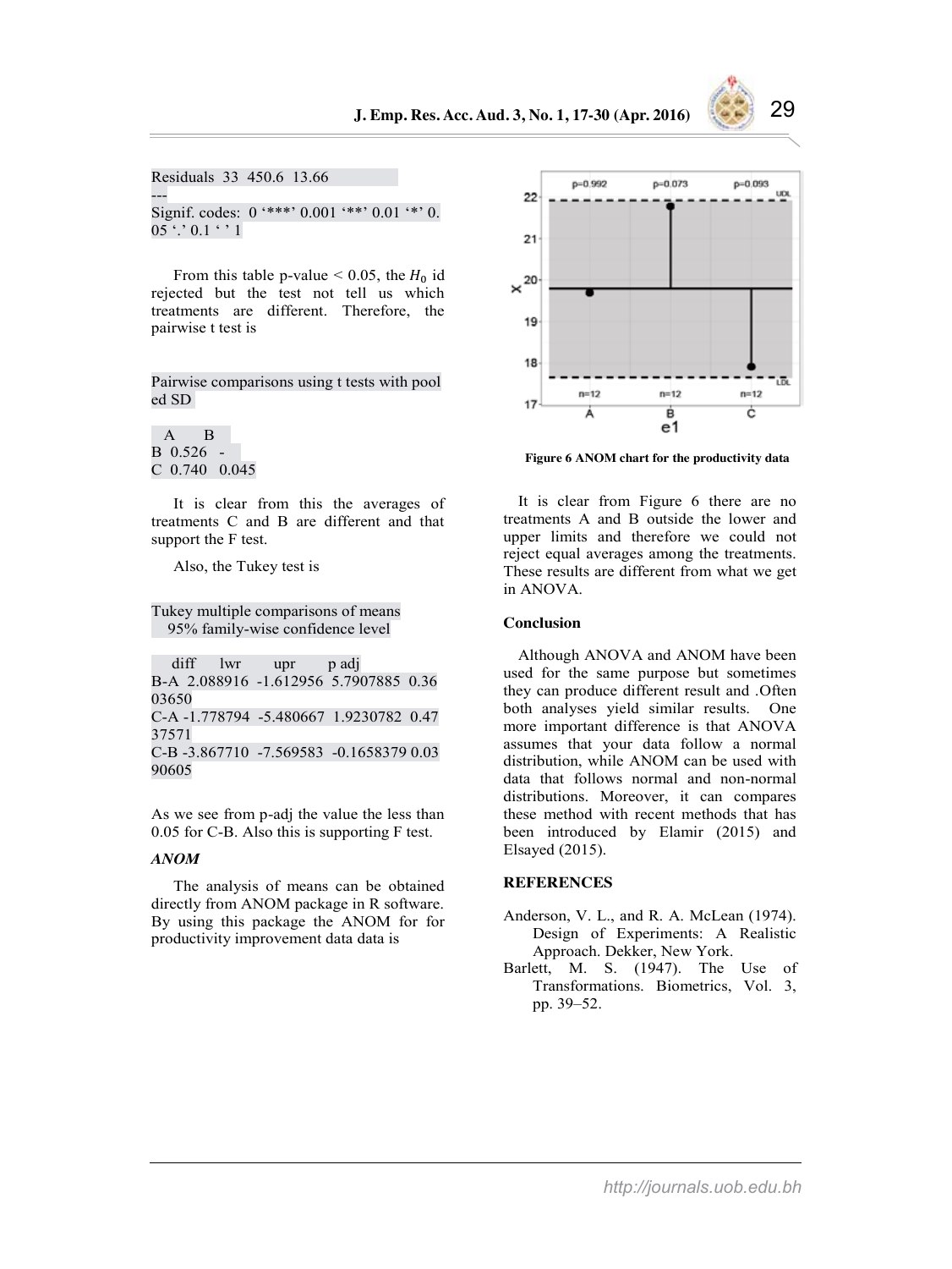```
Residuals  33  450.6  13.66
---
Signif. codes:  0 '***' 0.001 '**' 0.01 '*' 0.05 '.' 0.1 ' ' 1
```

From this table p-value < 0.05, the $H_0$ id rejected but the test not tell us which treatments are different. Therefore, the pairwise t test is

```
Pairwise comparisons using t tests with pooled SD

  A      B
B 0.526  -
C 0.740  0.045
```

It is clear from this the averages of treatments C and B are different and that support the F test.

Also, the Tukey test is

```
Tukey multiple comparisons of means
  95% family-wise confidence level

    diff       lwr        upr         p adj
B-A  2.088916  -1.612956  5.7907885  0.3603650
C-A -1.778794  -5.480667  1.9230782  0.4737571
C-B -3.867710  -7.569583  -0.1658379 0.0390605
```

As we see from p-adj the value the less than 0.05 for C-B. Also this is supporting F test.

### *ANOM*

The analysis of means can be obtained directly from ANOM package in R software. By using this package the ANOM for for productivity improvement data data is

**Figure 6 ANOM chart for the productivity data**

It is clear from Figure 6 there are no treatments A and B outside the lower and upper limits and therefore we could not reject equal averages among the treatments. These results are different from what we get in ANOVA.

## Conclusion

Although ANOVA and ANOM have been used for the same purpose but sometimes they can produce different result and .Often both analyses yield similar results. One more important difference is that ANOVA assumes that your data follow a normal distribution, while ANOM can be used with data that follows normal and non-normal distributions. Moreover, it can compares these method with recent methods that has been introduced by Elamir (2015) and Elsayed (2015).

## REFERENCES

Anderson, V. L., and R. A. McLean (1974). Design of Experiments: A Realistic Approach. Dekker, New York.

Barlett, M. S. (1947). The Use of Transformations. Biometrics, Vol. 3, pp. 39–52.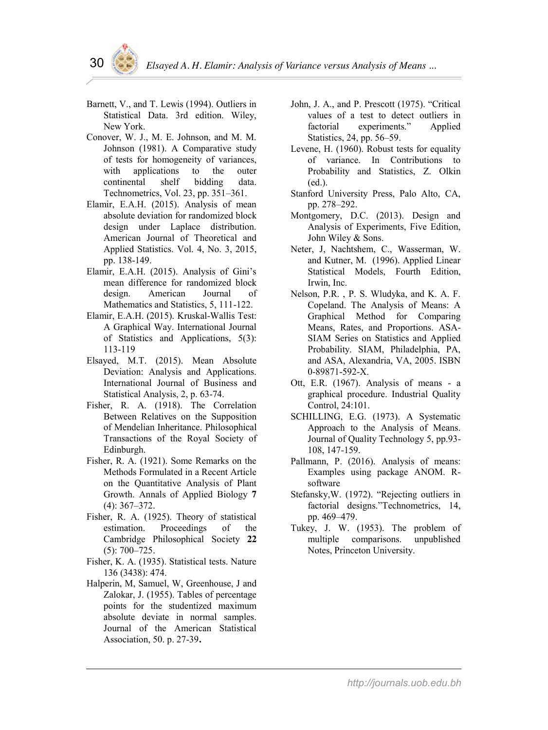Barnett, V., and T. Lewis (1994). Outliers in Statistical Data. 3rd edition. Wiley, New York.

Conover, W. J., M. E. Johnson, and M. M. Johnson (1981). A Comparative study of tests for homogeneity of variances, with applications to the outer continental shelf bidding data. Technometrics, Vol. 23, pp. 351–361.

Elamir, E.A.H. (2015). Analysis of mean absolute deviation for randomized block design under Laplace distribution. American Journal of Theoretical and Applied Statistics. Vol. 4, No. 3, 2015, pp. 138-149.

Elamir, E.A.H. (2015). Analysis of Gini's mean difference for randomized block design. American Journal of Mathematics and Statistics, 5, 111-122.

Elamir, E.A.H. (2015). Kruskal-Wallis Test: A Graphical Way. International Journal of Statistics and Applications, 5(3): 113-119

Elsayed, M.T. (2015). Mean Absolute Deviation: Analysis and Applications. International Journal of Business and Statistical Analysis, 2, p. 63-74.

Fisher, R. A. (1918). The Correlation Between Relatives on the Supposition of Mendelian Inheritance. Philosophical Transactions of the Royal Society of Edinburgh.

Fisher, R. A. (1921). Some Remarks on the Methods Formulated in a Recent Article on the Quantitative Analysis of Plant Growth. Annals of Applied Biology **7** (4): 367–372.

Fisher, R. A. (1925). Theory of statistical estimation. Proceedings of the Cambridge Philosophical Society **22** (5): 700–725.

Fisher, K. A. (1935). Statistical tests. Nature 136 (3438): 474.

Halperin, M, Samuel, W, Greenhouse, J and Zalokar, J. (1955). Tables of percentage points for the studentized maximum absolute deviate in normal samples. Journal of the American Statistical Association, 50. p. 27-39**.**

John, J. A., and P. Prescott (1975). "Critical values of a test to detect outliers in factorial experiments." Applied Statistics, 24, pp. 56–59.

Levene, H. (1960). Robust tests for equality of variance. In Contributions to Probability and Statistics, Z. Olkin (ed.).

Stanford University Press, Palo Alto, CA, pp. 278–292.

Montgomery, D.C. (2013). Design and Analysis of Experiments, Five Edition, John Wiley & Sons.

Neter, J, Nachtshem, C., Wasserman, W. and Kutner, M. (1996). Applied Linear Statistical Models, Fourth Edition, Irwin, Inc.

Nelson, P.R. , P. S. Wludyka, and K. A. F. Copeland. The Analysis of Means: A Graphical Method for Comparing Means, Rates, and Proportions. ASA-SIAM Series on Statistics and Applied Probability. SIAM, Philadelphia, PA, and ASA, Alexandria, VA, 2005. ISBN 0-89871-592-X.

Ott, E.R. (1967). Analysis of means - a graphical procedure. Industrial Quality Control, 24:101.

SCHILLING, E.G. (1973). A Systematic Approach to the Analysis of Means. Journal of Quality Technology 5, pp.93-108, 147-159.

Pallmann, P. (2016). Analysis of means: Examples using package ANOM. R-software

Stefansky,W. (1972). "Rejecting outliers in factorial designs."Technometrics, 14, pp. 469–479.

Tukey, J. W. (1953). The problem of multiple comparisons. unpublished Notes, Princeton University.